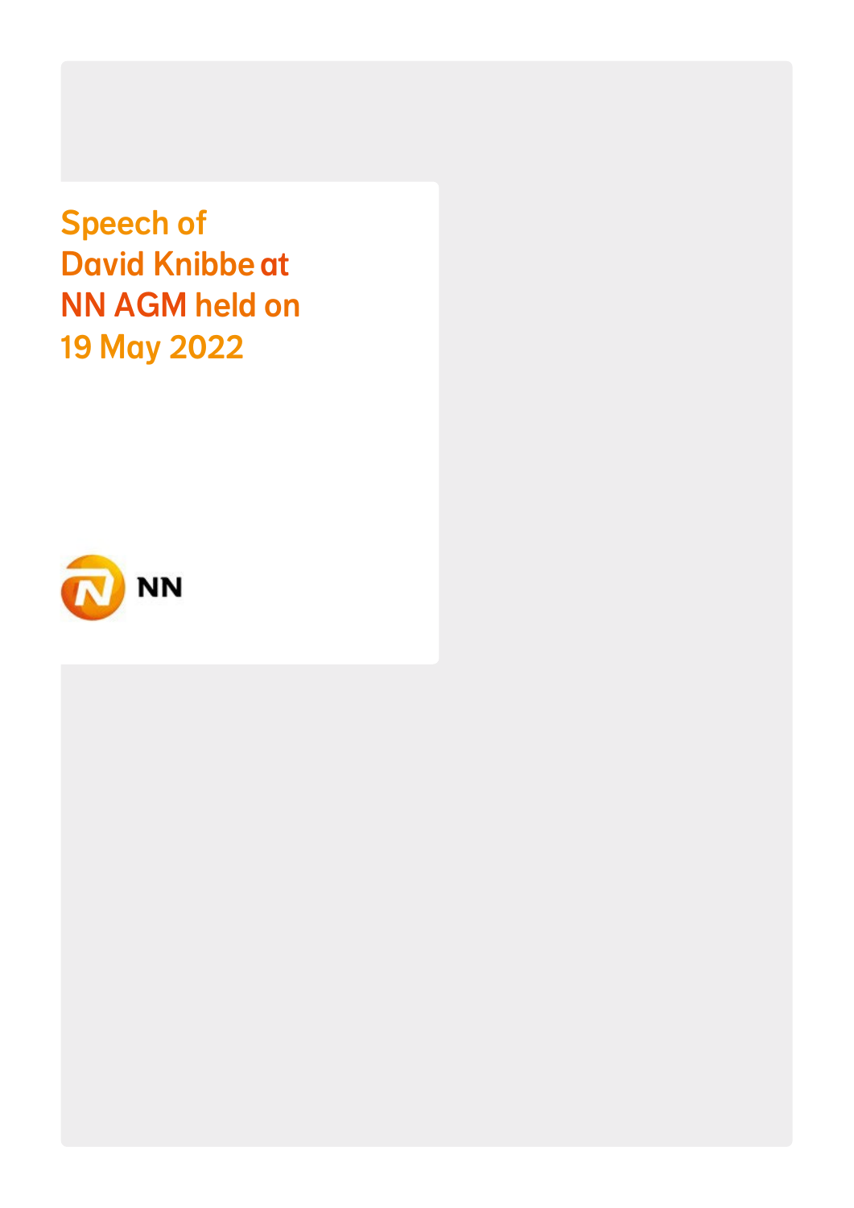# Speech of David Knibbe at NN AGM held on 19 May 2022

NN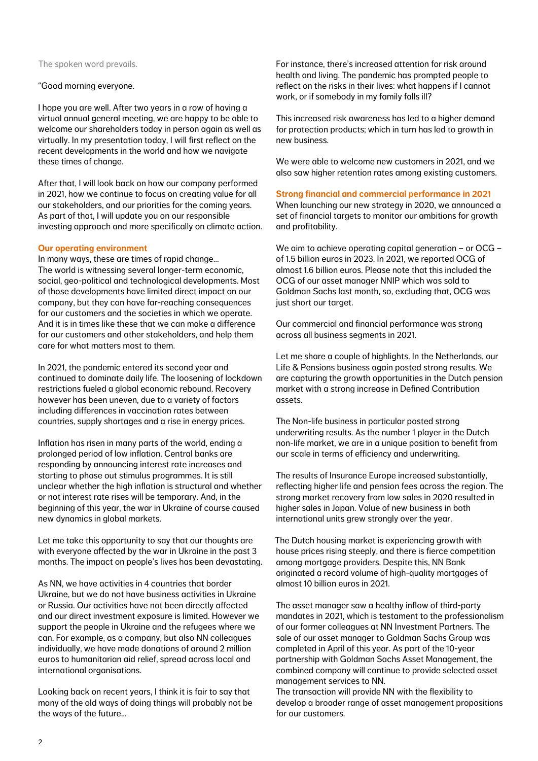The spoken word prevails.

"Good morning everyone.

I hope you are well. After two years in a row of having a virtual annual general meeting, we are happy to be able to welcome our shareholders today in person again as well as virtually. In my presentation today, I will first reflect on the recent developments in the world and how we navigate these times of change.

After that, I will look back on how our company performed in 2021, how we continue to focus on creating value for all our stakeholders, and our priorities for the coming years. As part of that, I will update you on our responsible investing approach and more specifically on climate action.

## Our operating environment

In many ways, these are times of rapid change… The world is witnessing several longer-term economic, social, geo-political and technological developments. Most of those developments have limited direct impact on our company, but they can have far-reaching consequences for our customers and the societies in which we operate. And it is in times like these that we can make a difference for our customers and other stakeholders, and help them care for what matters most to them.

In 2021, the pandemic entered its second year and continued to dominate daily life. The loosening of lockdown restrictions fueled a global economic rebound. Recovery however has been uneven, due to a variety of factors including differences in vaccination rates between countries, supply shortages and a rise in energy prices.

Inflation has risen in many parts of the world, ending a prolonged period of low inflation. Central banks are responding by announcing interest rate increases and starting to phase out stimulus programmes. It is still unclear whether the high inflation is structural and whether or not interest rate rises will be temporary. And, in the beginning of this year, the war in Ukraine of course caused new dynamics in global markets.

Let me take this opportunity to say that our thoughts are with everyone affected by the war in Ukraine in the past 3 months. The impact on people's lives has been devastating.

As NN, we have activities in 4 countries that border Ukraine, but we do not have business activities in Ukraine or Russia. Our activities have not been directly affected and our direct investment exposure is limited. However we support the people in Ukraine and the refugees where we can. For example, as a company, but also NN colleagues individually, we have made donations of around 2 million euros to humanitarian aid relief, spread across local and international organisations.

Looking back on recent years, I think it is fair to say that many of the old ways of doing things will probably not be the ways of the future…

For instance, there's increased attention for risk around health and living. The pandemic has prompted people to reflect on the risks in their lives: what happens if I cannot work, or if somebody in my family falls ill?

This increased risk awareness has led to a higher demand for protection products; which in turn has led to growth in new business.

We were able to welcome new customers in 2021, and we also saw higher retention rates among existing customers.

## Strong financial and commercial performance in 2021

When launching our new strategy in 2020, we announced a set of financial targets to monitor our ambitions for growth and profitability.

We aim to achieve operating capital generation – or OCG – of 1.5 billion euros in 2023. In 2021, we reported OCG of almost 1.6 billion euros. Please note that this included the OCG of our asset manager NNIP which was sold to Goldman Sachs last month, so, excluding that, OCG was just short our target.

Our commercial and financial performance was strong across all business segments in 2021.

Let me share a couple of highlights. In the Netherlands, our Life & Pensions business again posted strong results. We are capturing the growth opportunities in the Dutch pension market with a strong increase in Defined Contribution assets.

The Non-life business in particular posted strong underwriting results. As the number 1 player in the Dutch non-life market, we are in a unique position to benefit from our scale in terms of efficiency and underwriting.

The results of Insurance Europe increased substantially, reflecting higher life and pension fees across the region. The strong market recovery from low sales in 2020 resulted in higher sales in Japan. Value of new business in both international units grew strongly over the year.

The Dutch housing market is experiencing growth with house prices rising steeply, and there is fierce competition among mortgage providers. Despite this, NN Bank originated a record volume of high-quality mortgages of almost 10 billion euros in 2021.

The asset manager saw a healthy inflow of third-party mandates in 2021, which is testament to the professionalism of our former colleagues at NN Investment Partners. The sale of our asset manager to Goldman Sachs Group was completed in April of this year. As part of the 10-year partnership with Goldman Sachs Asset Management, the combined company will continue to provide selected asset management services to NN.

The transaction will provide NN with the flexibility to develop a broader range of asset management propositions for our customers.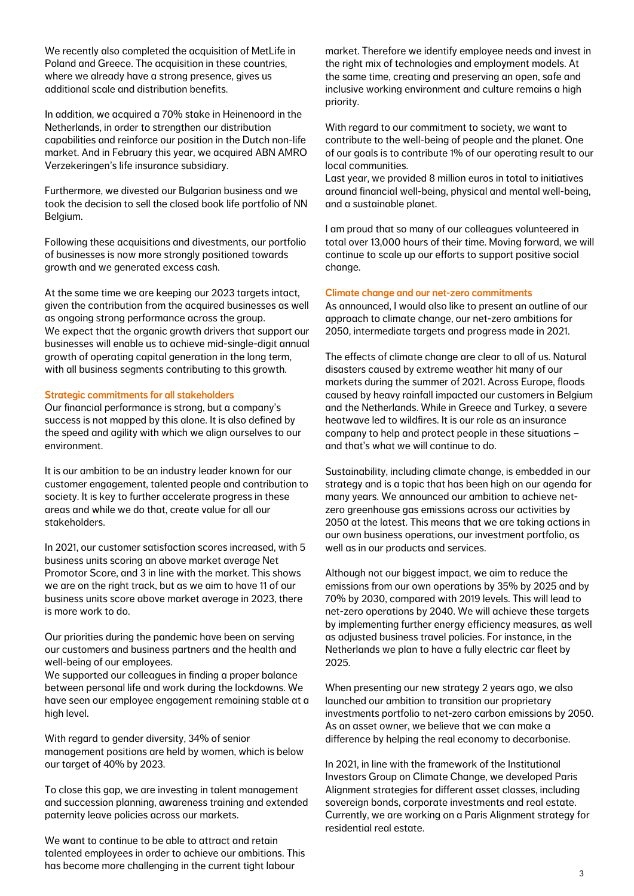We recently also completed the acquisition of MetLife in Poland and Greece. The acquisition in these countries, where we already have a strong presence, gives us additional scale and distribution benefits.

In addition, we acquired a 70% stake in Heinenoord in the Netherlands, in order to strengthen our distribution capabilities and reinforce our position in the Dutch non-life market. And in February this year, we acquired ABN AMRO Verzekeringen's life insurance subsidiary.

Furthermore, we divested our Bulgarian business and we took the decision to sell the closed book life portfolio of NN Belgium.

Following these acquisitions and divestments, our portfolio of businesses is now more strongly positioned towards growth and we generated excess cash.

At the same time we are keeping our 2023 targets intact, given the contribution from the acquired businesses as well as ongoing strong performance across the group.
We expect that the organic growth drivers that support our businesses will enable us to achieve mid-single-digit annual growth of operating capital generation in the long term, with all business segments contributing to this growth.

### Strategic commitments for all stakeholders

Our financial performance is strong, but a company's success is not mapped by this alone. It is also defined by the speed and agility with which we align ourselves to our environment.

It is our ambition to be an industry leader known for our customer engagement, talented people and contribution to society. It is key to further accelerate progress in these areas and while we do that, create value for all our stakeholders.

In 2021, our customer satisfaction scores increased, with 5 business units scoring an above market average Net Promotor Score, and 3 in line with the market. This shows we are on the right track, but as we aim to have 11 of our business units score above market average in 2023, there is more work to do.

Our priorities during the pandemic have been on serving our customers and business partners and the health and well-being of our employees.
We supported our colleagues in finding a proper balance between personal life and work during the lockdowns. We have seen our employee engagement remaining stable at a high level.

With regard to gender diversity, 34% of senior management positions are held by women, which is below our target of 40% by 2023.

To close this gap, we are investing in talent management and succession planning, awareness training and extended paternity leave policies across our markets.

We want to continue to be able to attract and retain talented employees in order to achieve our ambitions. This has become more challenging in the current tight labour market. Therefore we identify employee needs and invest in the right mix of technologies and employment models. At the same time, creating and preserving an open, safe and inclusive working environment and culture remains a high priority.

With regard to our commitment to society, we want to contribute to the well-being of people and the planet. One of our goals is to contribute 1% of our operating result to our local communities.
Last year, we provided 8 million euros in total to initiatives around financial well-being, physical and mental well-being, and a sustainable planet.

I am proud that so many of our colleagues volunteered in total over 13,000 hours of their time. Moving forward, we will continue to scale up our efforts to support positive social change.

### Climate change and our net-zero commitments

As announced, I would also like to present an outline of our approach to climate change, our net-zero ambitions for 2050, intermediate targets and progress made in 2021.

The effects of climate change are clear to all of us. Natural disasters caused by extreme weather hit many of our markets during the summer of 2021. Across Europe, floods caused by heavy rainfall impacted our customers in Belgium and the Netherlands. While in Greece and Turkey, a severe heatwave led to wildfires. It is our role as an insurance company to help and protect people in these situations – and that's what we will continue to do.

Sustainability, including climate change, is embedded in our strategy and is a topic that has been high on our agenda for many years. We announced our ambition to achieve net-zero greenhouse gas emissions across our activities by 2050 at the latest. This means that we are taking actions in our own business operations, our investment portfolio, as well as in our products and services.

Although not our biggest impact, we aim to reduce the emissions from our own operations by 35% by 2025 and by 70% by 2030, compared with 2019 levels. This will lead to net-zero operations by 2040. We will achieve these targets by implementing further energy efficiency measures, as well as adjusted business travel policies. For instance, in the Netherlands we plan to have a fully electric car fleet by 2025.

When presenting our new strategy 2 years ago, we also launched our ambition to transition our proprietary investments portfolio to net-zero carbon emissions by 2050. As an asset owner, we believe that we can make a difference by helping the real economy to decarbonise.

In 2021, in line with the framework of the Institutional Investors Group on Climate Change, we developed Paris Alignment strategies for different asset classes, including sovereign bonds, corporate investments and real estate. Currently, we are working on a Paris Alignment strategy for residential real estate.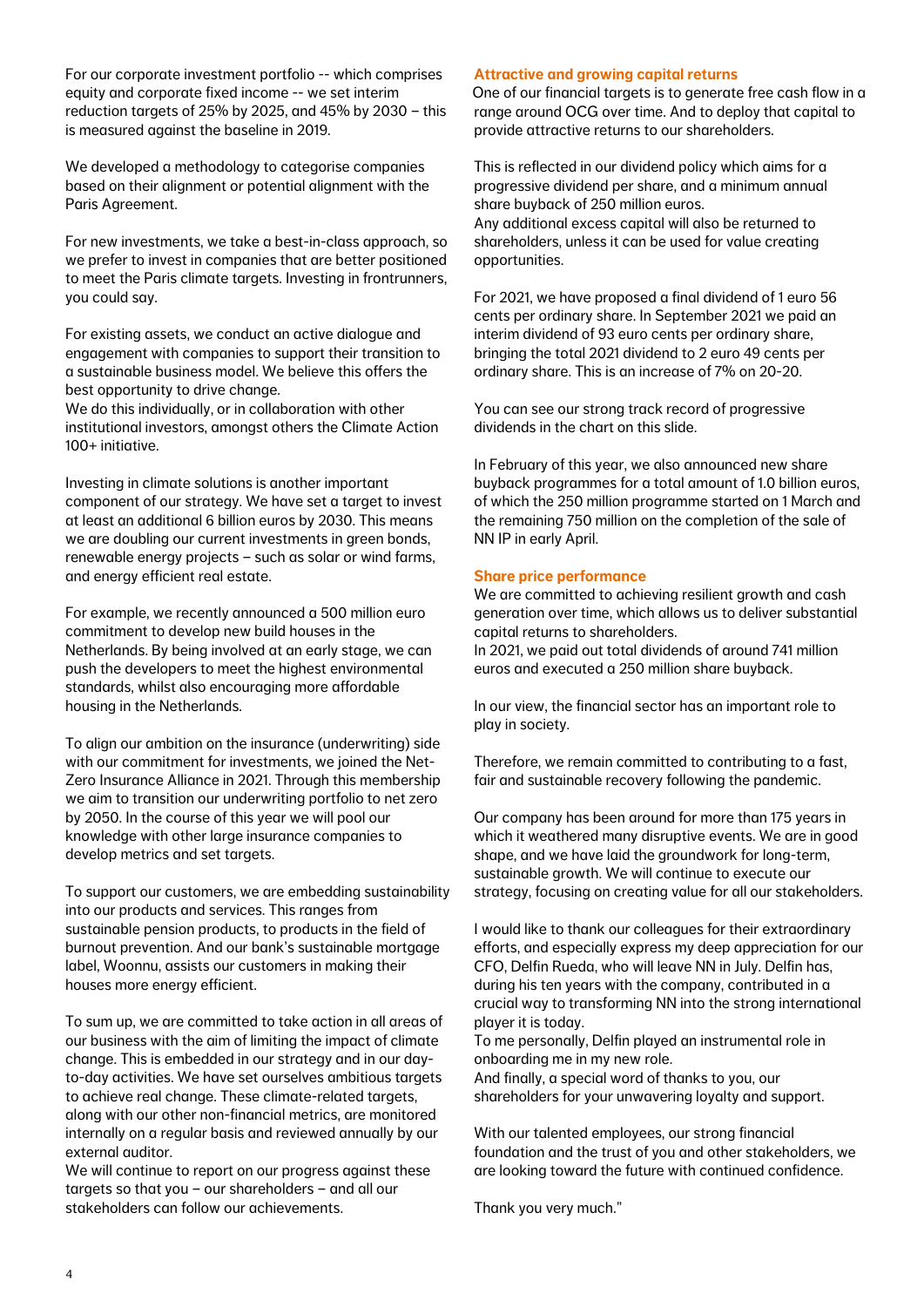For our corporate investment portfolio -- which comprises equity and corporate fixed income -- we set interim reduction targets of 25% by 2025, and 45% by 2030 – this is measured against the baseline in 2019.

We developed a methodology to categorise companies based on their alignment or potential alignment with the Paris Agreement.

For new investments, we take a best-in-class approach, so we prefer to invest in companies that are better positioned to meet the Paris climate targets. Investing in frontrunners, you could say.

For existing assets, we conduct an active dialogue and engagement with companies to support their transition to a sustainable business model. We believe this offers the best opportunity to drive change.
We do this individually, or in collaboration with other institutional investors, amongst others the Climate Action 100+ initiative.

Investing in climate solutions is another important component of our strategy. We have set a target to invest at least an additional 6 billion euros by 2030. This means we are doubling our current investments in green bonds, renewable energy projects – such as solar or wind farms, and energy efficient real estate.

For example, we recently announced a 500 million euro commitment to develop new build houses in the Netherlands. By being involved at an early stage, we can push the developers to meet the highest environmental standards, whilst also encouraging more affordable housing in the Netherlands.

To align our ambition on the insurance (underwriting) side with our commitment for investments, we joined the Net-Zero Insurance Alliance in 2021. Through this membership we aim to transition our underwriting portfolio to net zero by 2050. In the course of this year we will pool our knowledge with other large insurance companies to develop metrics and set targets.

To support our customers, we are embedding sustainability into our products and services. This ranges from sustainable pension products, to products in the field of burnout prevention. And our bank's sustainable mortgage label, Woonnu, assists our customers in making their houses more energy efficient.

To sum up, we are committed to take action in all areas of our business with the aim of limiting the impact of climate change. This is embedded in our strategy and in our day-to-day activities. We have set ourselves ambitious targets to achieve real change. These climate-related targets, along with our other non-financial metrics, are monitored internally on a regular basis and reviewed annually by our external auditor.
We will continue to report on our progress against these targets so that you – our shareholders – and all our stakeholders can follow our achievements.

**Attractive and growing capital returns**

One of our financial targets is to generate free cash flow in a range around OCG over time. And to deploy that capital to provide attractive returns to our shareholders.

This is reflected in our dividend policy which aims for a progressive dividend per share, and a minimum annual share buyback of 250 million euros.
Any additional excess capital will also be returned to shareholders, unless it can be used for value creating opportunities.

For 2021, we have proposed a final dividend of 1 euro 56 cents per ordinary share. In September 2021 we paid an interim dividend of 93 euro cents per ordinary share, bringing the total 2021 dividend to 2 euro 49 cents per ordinary share. This is an increase of 7% on 20-20.

You can see our strong track record of progressive dividends in the chart on this slide.

In February of this year, we also announced new share buyback programmes for a total amount of 1.0 billion euros, of which the 250 million programme started on 1 March and the remaining 750 million on the completion of the sale of NN IP in early April.

**Share price performance**

We are committed to achieving resilient growth and cash generation over time, which allows us to deliver substantial capital returns to shareholders.
In 2021, we paid out total dividends of around 741 million euros and executed a 250 million share buyback.

In our view, the financial sector has an important role to play in society.

Therefore, we remain committed to contributing to a fast, fair and sustainable recovery following the pandemic.

Our company has been around for more than 175 years in which it weathered many disruptive events. We are in good shape, and we have laid the groundwork for long-term, sustainable growth. We will continue to execute our strategy, focusing on creating value for all our stakeholders.

I would like to thank our colleagues for their extraordinary efforts, and especially express my deep appreciation for our CFO, Delfin Rueda, who will leave NN in July. Delfin has, during his ten years with the company, contributed in a crucial way to transforming NN into the strong international player it is today.
To me personally, Delfin played an instrumental role in onboarding me in my new role.
And finally, a special word of thanks to you, our shareholders for your unwavering loyalty and support.

With our talented employees, our strong financial foundation and the trust of you and other stakeholders, we are looking toward the future with continued confidence.

Thank you very much."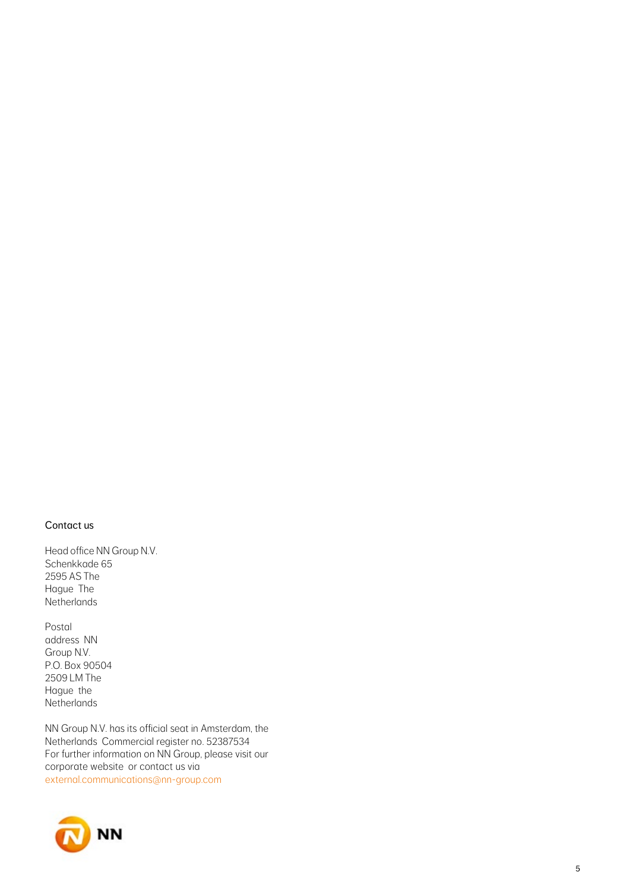## Contact us

Head office NN Group N.V.
Schenkkade 65
2595 AS The Hague The Netherlands

Postal address NN Group N.V.
P.O. Box 90504
2509 LM The Hague the Netherlands

NN Group N.V. has its official seat in Amsterdam, the Netherlands Commercial register no. 52387534
For further information on NN Group, please visit our corporate website or contact us via
external.communications@nn-group.com